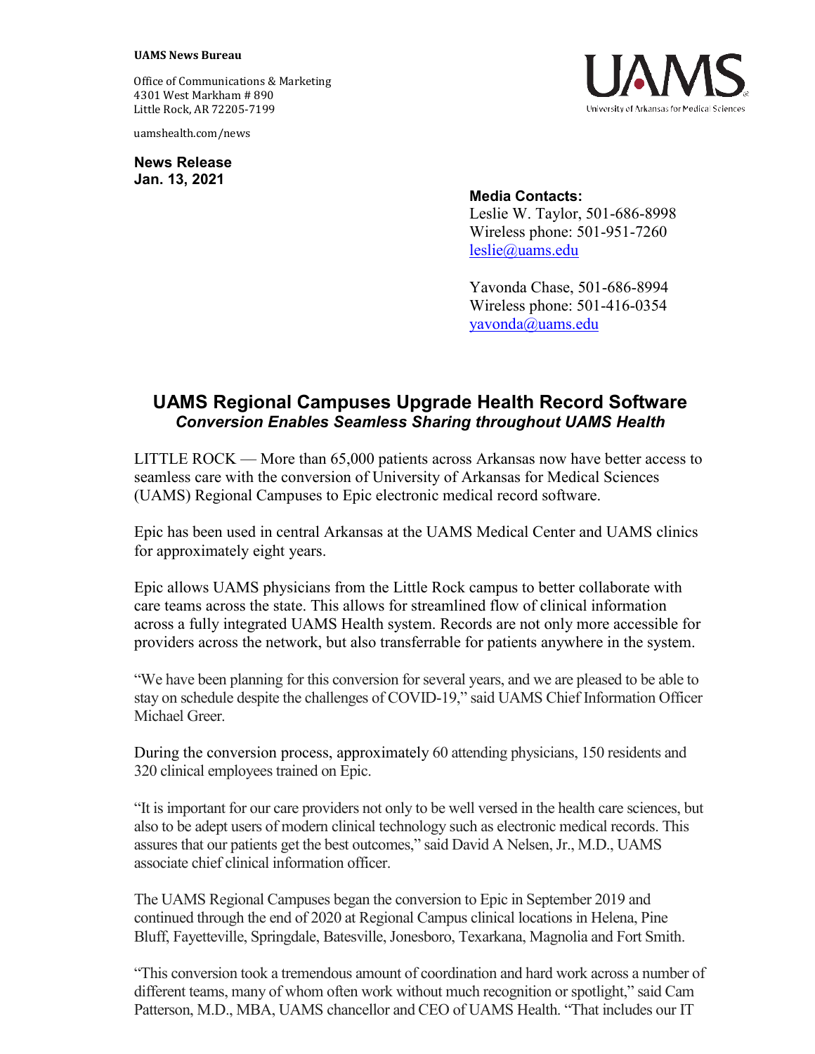**UAMS News Bureau**

Office of Communications & Marketing
4301 West Markham # 890
Little Rock, AR 72205-7199

uamshealth.com/news

**News Release**
**Jan. 13, 2021**

**Media Contacts:**
Leslie W. Taylor, 501-686-8998
Wireless phone: 501-951-7260
leslie@uams.edu

Yavonda Chase, 501-686-8994
Wireless phone: 501-416-0354
yavonda@uams.edu

## UAMS Regional Campuses Upgrade Health Record Software

***Conversion Enables Seamless Sharing throughout UAMS Health***

LITTLE ROCK — More than 65,000 patients across Arkansas now have better access to seamless care with the conversion of University of Arkansas for Medical Sciences (UAMS) Regional Campuses to Epic electronic medical record software.

Epic has been used in central Arkansas at the UAMS Medical Center and UAMS clinics for approximately eight years.

Epic allows UAMS physicians from the Little Rock campus to better collaborate with care teams across the state. This allows for streamlined flow of clinical information across a fully integrated UAMS Health system. Records are not only more accessible for providers across the network, but also transferrable for patients anywhere in the system.

"We have been planning for this conversion for several years, and we are pleased to be able to stay on schedule despite the challenges of COVID-19," said UAMS Chief Information Officer Michael Greer.

During the conversion process, approximately 60 attending physicians, 150 residents and 320 clinical employees trained on Epic.

"It is important for our care providers not only to be well versed in the health care sciences, but also to be adept users of modern clinical technology such as electronic medical records. This assures that our patients get the best outcomes," said David A Nelsen, Jr., M.D., UAMS associate chief clinical information officer.

The UAMS Regional Campuses began the conversion to Epic in September 2019 and continued through the end of 2020 at Regional Campus clinical locations in Helena, Pine Bluff, Fayetteville, Springdale, Batesville, Jonesboro, Texarkana, Magnolia and Fort Smith.

"This conversion took a tremendous amount of coordination and hard work across a number of different teams, many of whom often work without much recognition or spotlight," said Cam Patterson, M.D., MBA, UAMS chancellor and CEO of UAMS Health. "That includes our IT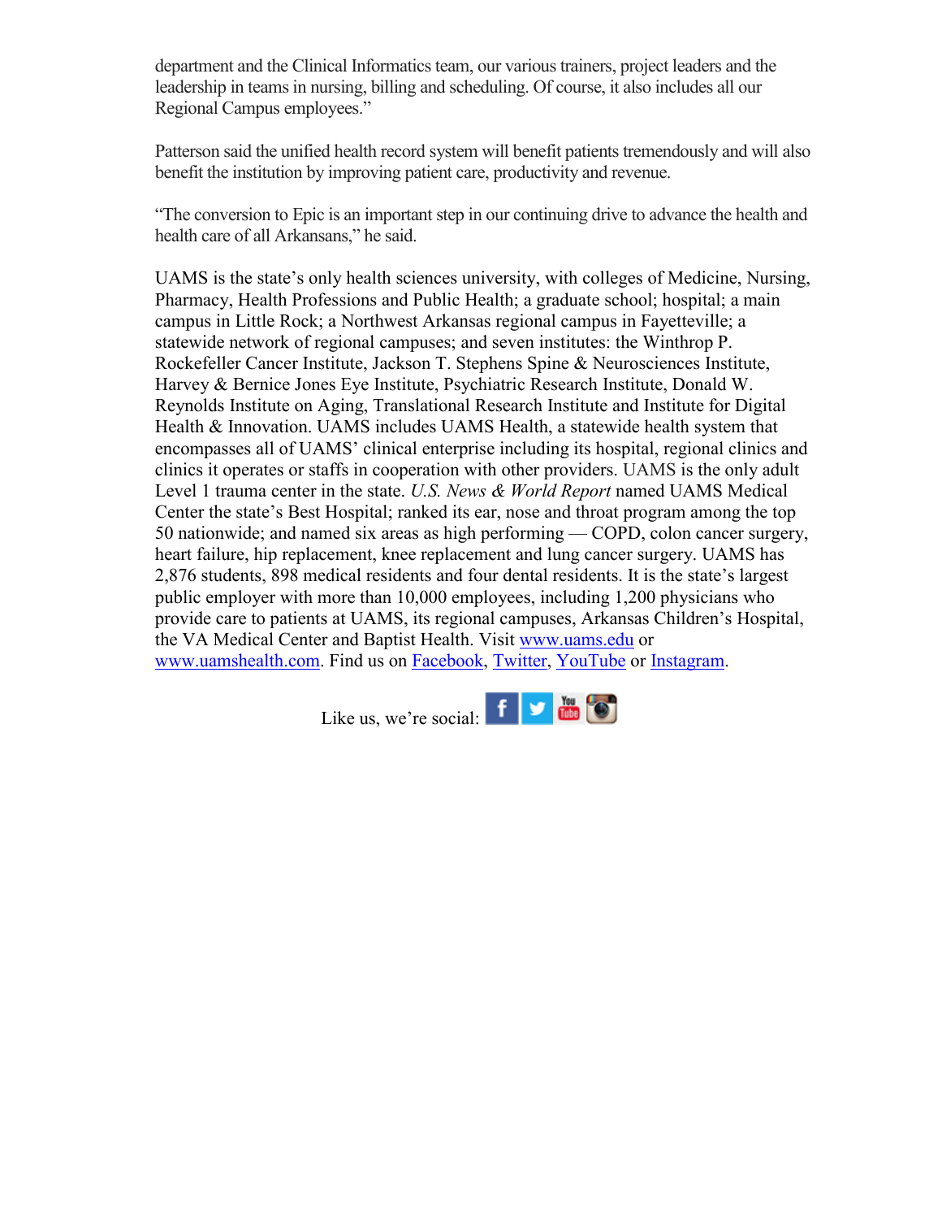department and the Clinical Informatics team, our various trainers, project leaders and the leadership in teams in nursing, billing and scheduling. Of course, it also includes all our Regional Campus employees."

Patterson said the unified health record system will benefit patients tremendously and will also benefit the institution by improving patient care, productivity and revenue.

"The conversion to Epic is an important step in our continuing drive to advance the health and health care of all Arkansans," he said.

UAMS is the state's only health sciences university, with colleges of Medicine, Nursing, Pharmacy, Health Professions and Public Health; a graduate school; hospital; a main campus in Little Rock; a Northwest Arkansas regional campus in Fayetteville; a statewide network of regional campuses; and seven institutes: the Winthrop P. Rockefeller Cancer Institute, Jackson T. Stephens Spine & Neurosciences Institute, Harvey & Bernice Jones Eye Institute, Psychiatric Research Institute, Donald W. Reynolds Institute on Aging, Translational Research Institute and Institute for Digital Health & Innovation. UAMS includes UAMS Health, a statewide health system that encompasses all of UAMS' clinical enterprise including its hospital, regional clinics and clinics it operates or staffs in cooperation with other providers. UAMS is the only adult Level 1 trauma center in the state. *U.S. News & World Report* named UAMS Medical Center the state's Best Hospital; ranked its ear, nose and throat program among the top 50 nationwide; and named six areas as high performing — COPD, colon cancer surgery, heart failure, hip replacement, knee replacement and lung cancer surgery. UAMS has 2,876 students, 898 medical residents and four dental residents. It is the state's largest public employer with more than 10,000 employees, including 1,200 physicians who provide care to patients at UAMS, its regional campuses, Arkansas Children's Hospital, the VA Medical Center and Baptist Health. Visit www.uams.edu or www.uamshealth.com. Find us on Facebook, Twitter, YouTube or Instagram.

Like us, we're social: